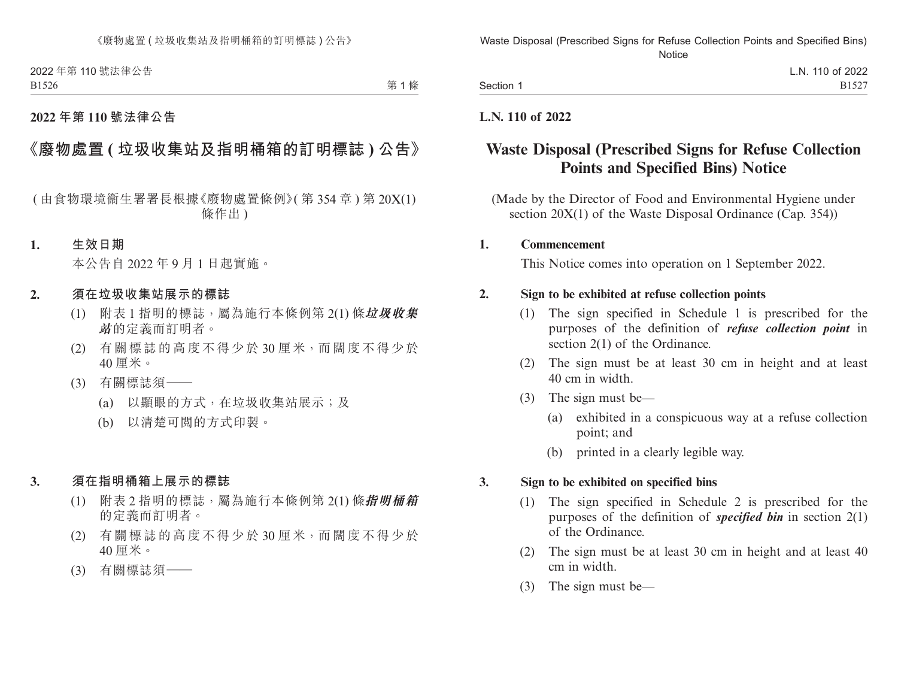## 2022 年第 110 號法律公告

# 《廢物處置 ( 垃圾收集站及指明桶箱的訂明標誌 ) 公告》

( 由食物環境衞生署署長根據《廢物處置條例》( 第 354 章 ) 第 20X(1) 條作出 )

**1. 生效日期**

本公告自 2022 年 9 月 1 日起實施。

**2. 須在垃圾收集站展示的標誌**

(1) 附表 1 指明的標誌，屬為施行本條例第 2(1) 條***垃圾收集站***的定義而訂明者。

(2) 有關標誌的高度不得少於 30 厘米，而闊度不得少於 40 厘米。

(3) 有關標誌須——

(a) 以顯眼的方式，在垃圾收集站展示；及

(b) 以清楚可閱的方式印製。

**3. 須在指明桶箱上展示的標誌**

(1) 附表 2 指明的標誌，屬為施行本條例第 2(1) 條***指明桶箱***的定義而訂明者。

(2) 有關標誌的高度不得少於 30 厘米，而闊度不得少於 40 厘米。

(3) 有關標誌須——

## L.N. 110 of 2022

# Waste Disposal (Prescribed Signs for Refuse Collection Points and Specified Bins) Notice

(Made by the Director of Food and Environmental Hygiene under section 20X(1) of the Waste Disposal Ordinance (Cap. 354))

**1. Commencement**

This Notice comes into operation on 1 September 2022.

**2. Sign to be exhibited at refuse collection points**

(1) The sign specified in Schedule 1 is prescribed for the purposes of the definition of ***refuse collection point*** in section 2(1) of the Ordinance.

(2) The sign must be at least 30 cm in height and at least 40 cm in width.

(3) The sign must be—

(a) exhibited in a conspicuous way at a refuse collection point; and

(b) printed in a clearly legible way.

**3. Sign to be exhibited on specified bins**

(1) The sign specified in Schedule 2 is prescribed for the purposes of the definition of ***specified bin*** in section 2(1) of the Ordinance.

(2) The sign must be at least 30 cm in height and at least 40 cm in width.

(3) The sign must be—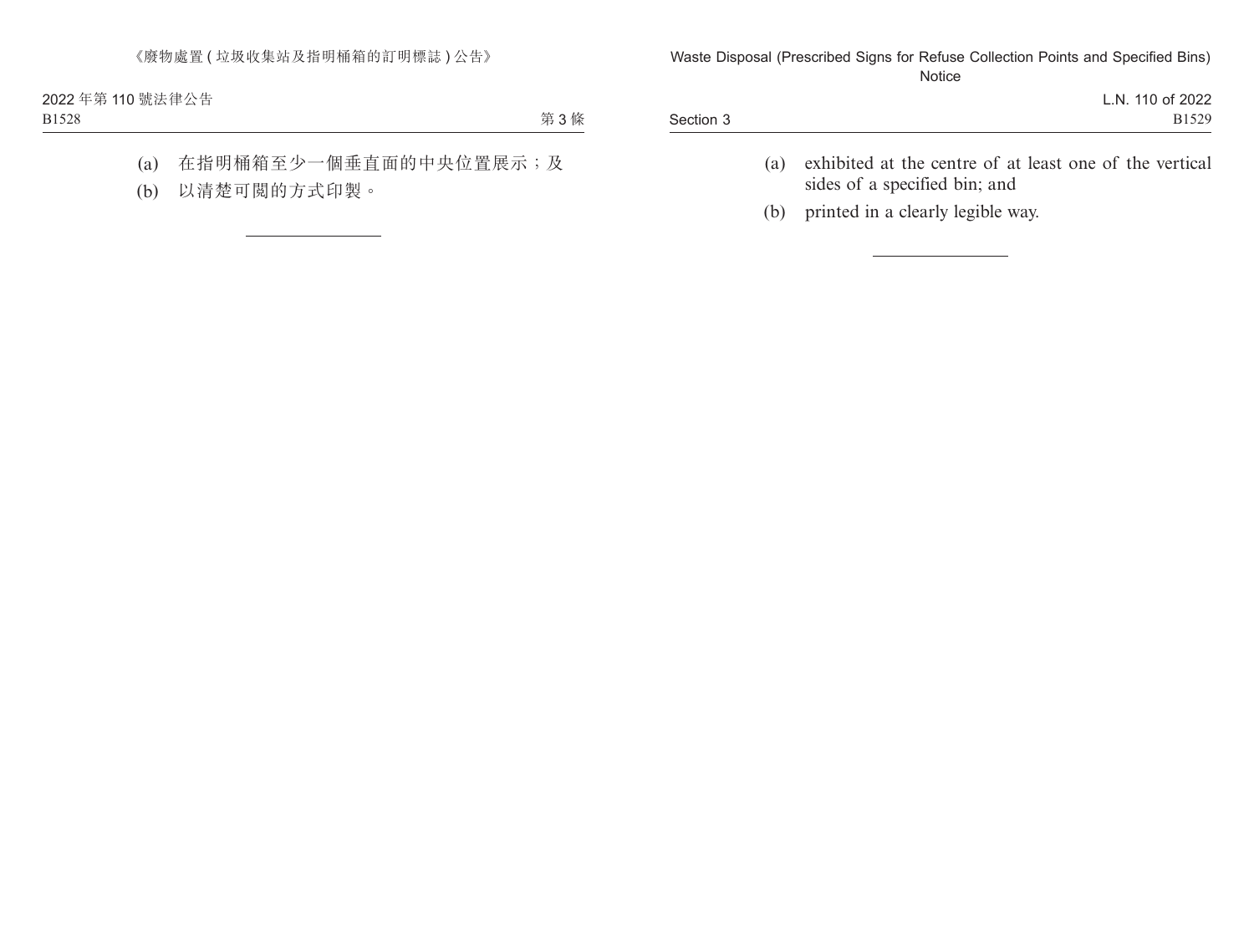(a) 在指明桶箱至少一個垂直面的中央位置展示；及

(b) 以清楚可閱的方式印製。

---

(a) exhibited at the centre of at least one of the vertical sides of a specified bin; and

(b) printed in a clearly legible way.

---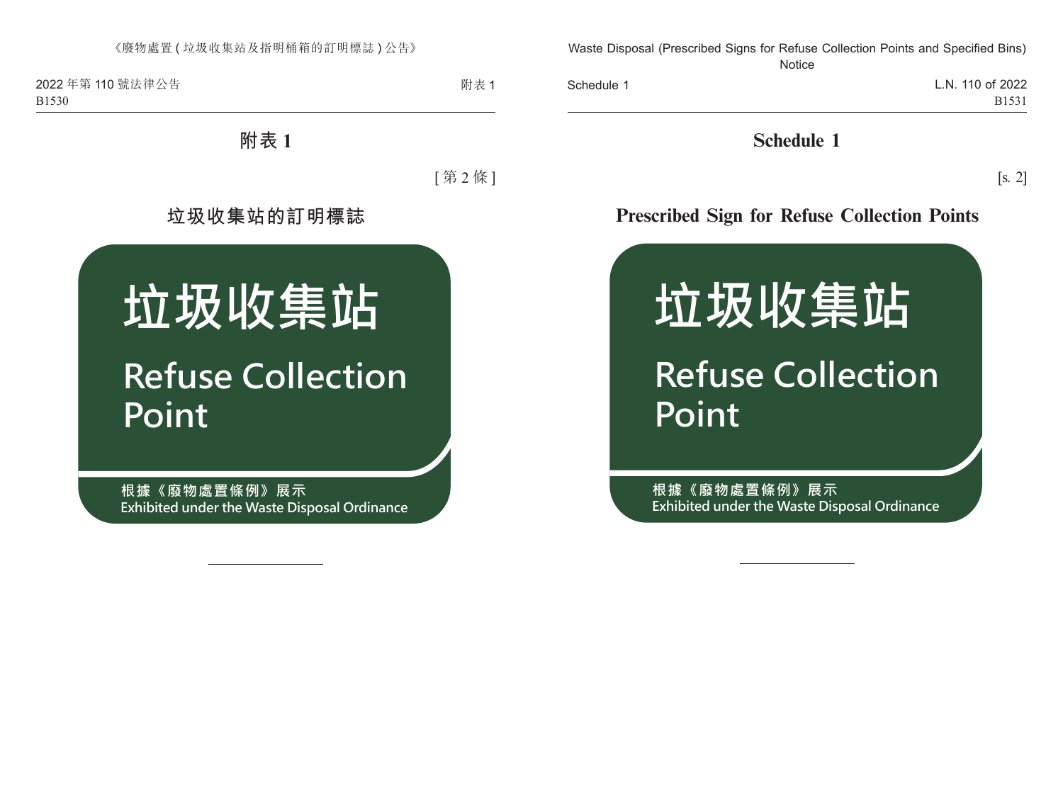# 附表 1

[第 2 條]

## 垃圾收集站的訂明標誌

垃圾收集站

Refuse Collection Point

根據《廢物處置條例》展示
Exhibited under the Waste Disposal Ordinance

---

# Schedule 1

[s. 2]

## Prescribed Sign for Refuse Collection Points

垃圾收集站

Refuse Collection Point

根據《廢物處置條例》展示
Exhibited under the Waste Disposal Ordinance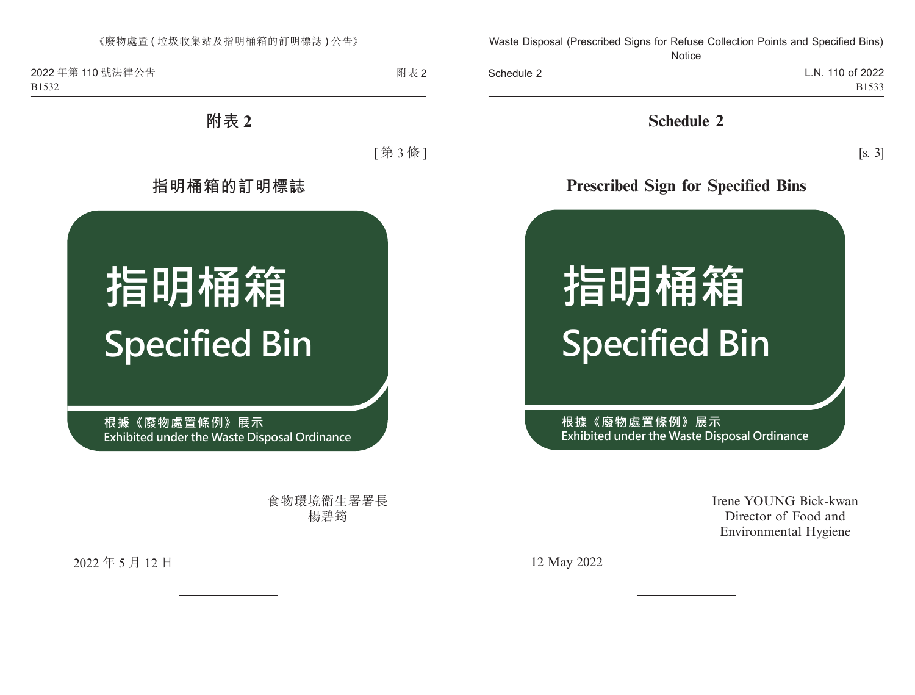# 附表 2

[第 3 條]

## 指明桶箱的訂明標誌

**指明桶箱**

**Specified Bin**

**根據《廢物處置條例》展示**

Exhibited under the Waste Disposal Ordinance

食物環境衞生署署長
楊碧筠

2022 年 5 月 12 日

---

# Schedule 2

[s. 3]

## Prescribed Sign for Specified Bins

**指明桶箱**

**Specified Bin**

**根據《廢物處置條例》展示**

Exhibited under the Waste Disposal Ordinance

Irene YOUNG Bick-kwan
Director of Food and
Environmental Hygiene

12 May 2022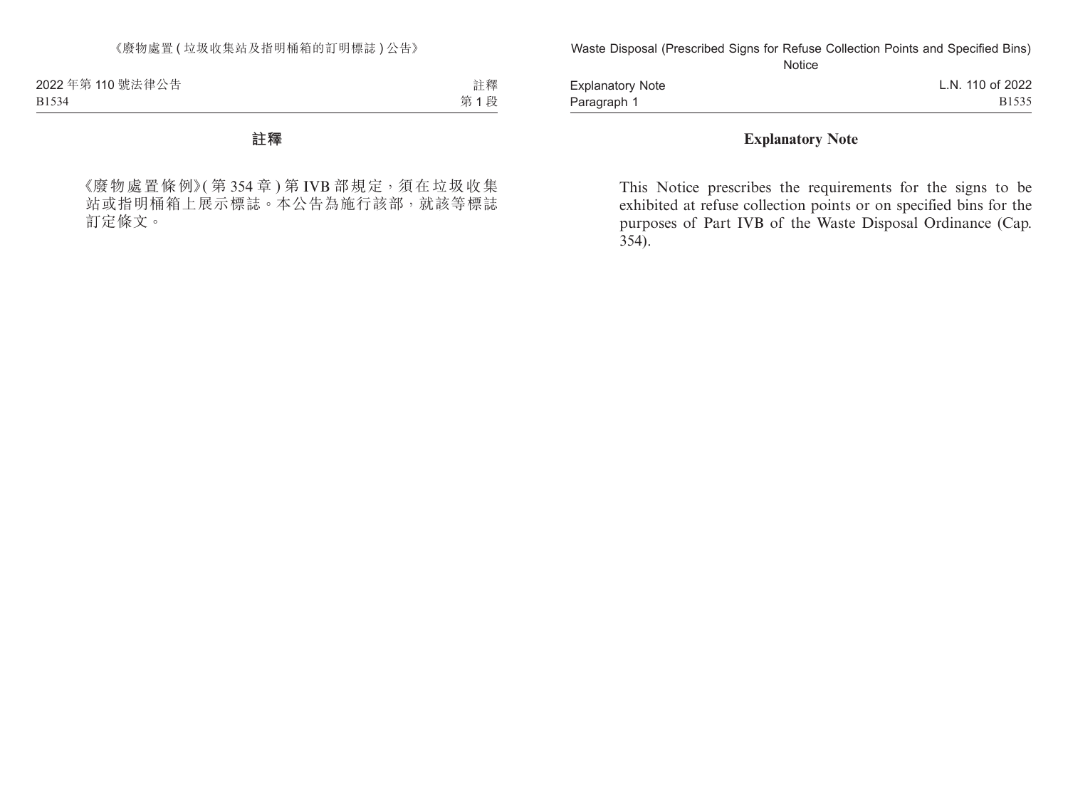## 註釋

《廢物處置條例》(第 354 章) 第 IVB 部規定，須在垃圾收集站或指明桶箱上展示標誌。本公告為施行該部，就該等標誌訂定條文。

## Explanatory Note

This Notice prescribes the requirements for the signs to be exhibited at refuse collection points or on specified bins for the purposes of Part IVB of the Waste Disposal Ordinance (Cap. 354).